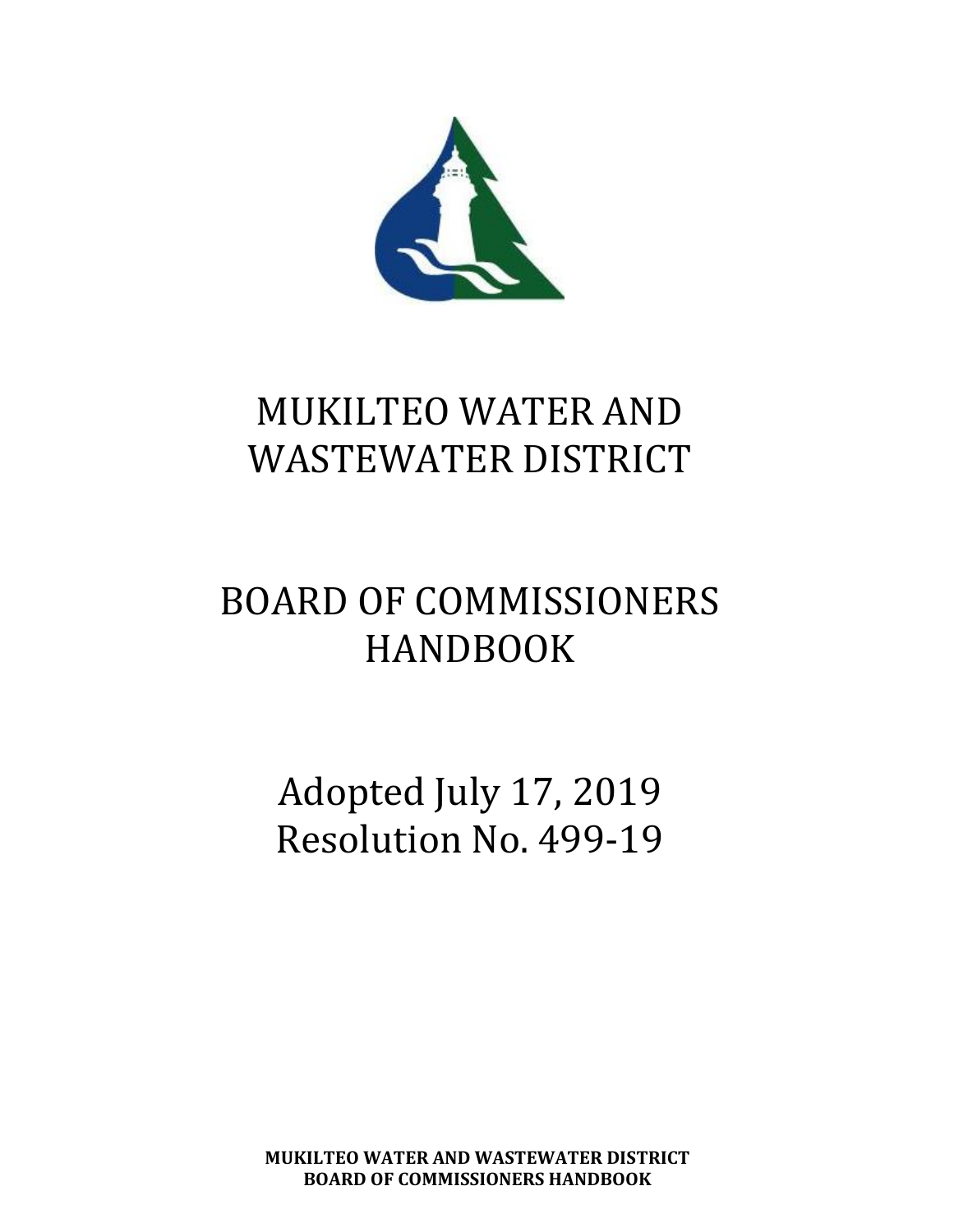# MUKILTEO WATER AND WASTEWATER DISTRICT

# BOARD OF COMMISSIONERS HANDBOOK

Adopted July 17, 2019
Resolution No. 499-19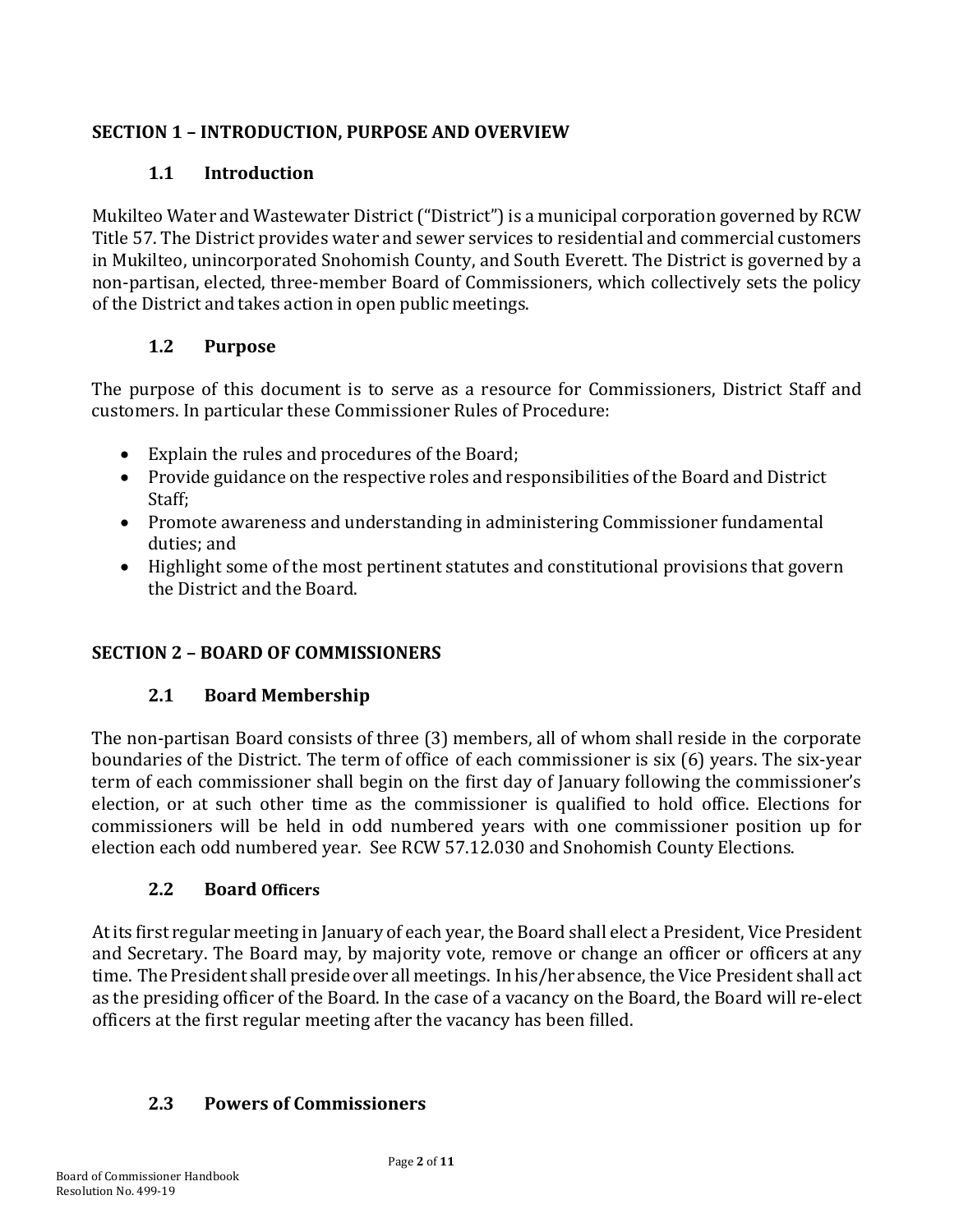## SECTION 1 – INTRODUCTION, PURPOSE AND OVERVIEW

### 1.1 Introduction

Mukilteo Water and Wastewater District ("District") is a municipal corporation governed by RCW Title 57. The District provides water and sewer services to residential and commercial customers in Mukilteo, unincorporated Snohomish County, and South Everett. The District is governed by a non-partisan, elected, three-member Board of Commissioners, which collectively sets the policy of the District and takes action in open public meetings.

### 1.2 Purpose

The purpose of this document is to serve as a resource for Commissioners, District Staff and customers. In particular these Commissioner Rules of Procedure:

- Explain the rules and procedures of the Board;
- Provide guidance on the respective roles and responsibilities of the Board and District Staff;
- Promote awareness and understanding in administering Commissioner fundamental duties; and
- Highlight some of the most pertinent statutes and constitutional provisions that govern the District and the Board.

## SECTION 2 – BOARD OF COMMISSIONERS

### 2.1 Board Membership

The non-partisan Board consists of three (3) members, all of whom shall reside in the corporate boundaries of the District. The term of office of each commissioner is six (6) years. The six-year term of each commissioner shall begin on the first day of January following the commissioner's election, or at such other time as the commissioner is qualified to hold office. Elections for commissioners will be held in odd numbered years with one commissioner position up for election each odd numbered year. See RCW 57.12.030 and Snohomish County Elections.

### 2.2 Board Officers

At its first regular meeting in January of each year, the Board shall elect a President, Vice President and Secretary. The Board may, by majority vote, remove or change an officer or officers at any time. The President shall preside over all meetings. In his/her absence, the Vice President shall act as the presiding officer of the Board. In the case of a vacancy on the Board, the Board will re-elect officers at the first regular meeting after the vacancy has been filled.

### 2.3 Powers of Commissioners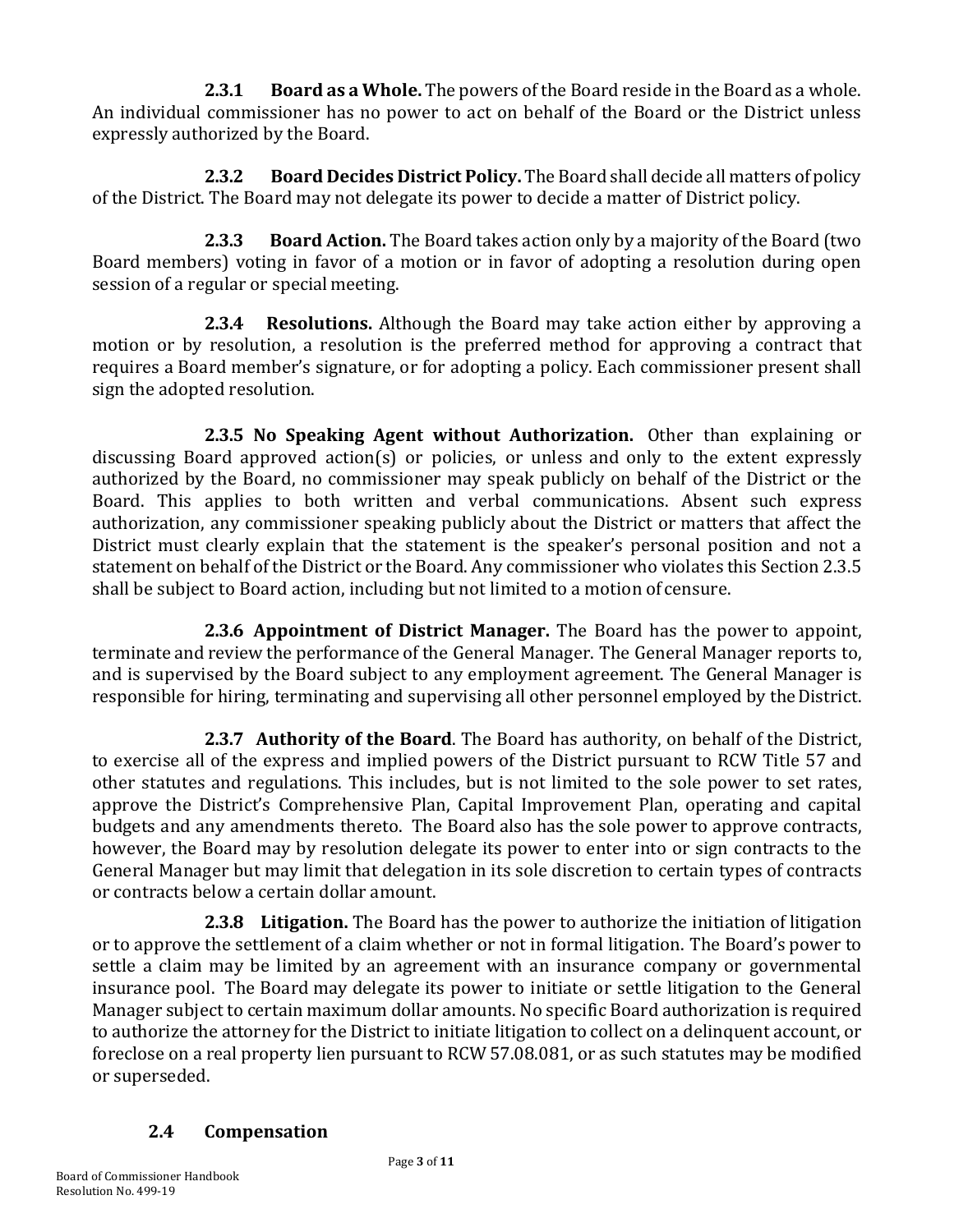**2.3.1 Board as a Whole.** The powers of the Board reside in the Board as a whole. An individual commissioner has no power to act on behalf of the Board or the District unless expressly authorized by the Board.

**2.3.2 Board Decides District Policy.** The Board shall decide all matters of policy of the District. The Board may not delegate its power to decide a matter of District policy.

**2.3.3 Board Action.** The Board takes action only by a majority of the Board (two Board members) voting in favor of a motion or in favor of adopting a resolution during open session of a regular or special meeting.

**2.3.4 Resolutions.** Although the Board may take action either by approving a motion or by resolution, a resolution is the preferred method for approving a contract that requires a Board member's signature, or for adopting a policy. Each commissioner present shall sign the adopted resolution.

**2.3.5 No Speaking Agent without Authorization.** Other than explaining or discussing Board approved action(s) or policies, or unless and only to the extent expressly authorized by the Board, no commissioner may speak publicly on behalf of the District or the Board. This applies to both written and verbal communications. Absent such express authorization, any commissioner speaking publicly about the District or matters that affect the District must clearly explain that the statement is the speaker's personal position and not a statement on behalf of the District or the Board. Any commissioner who violates this Section 2.3.5 shall be subject to Board action, including but not limited to a motion of censure.

**2.3.6 Appointment of District Manager.** The Board has the power to appoint, terminate and review the performance of the General Manager. The General Manager reports to, and is supervised by the Board subject to any employment agreement. The General Manager is responsible for hiring, terminating and supervising all other personnel employed by the District.

**2.3.7 Authority of the Board**. The Board has authority, on behalf of the District, to exercise all of the express and implied powers of the District pursuant to RCW Title 57 and other statutes and regulations. This includes, but is not limited to the sole power to set rates, approve the District's Comprehensive Plan, Capital Improvement Plan, operating and capital budgets and any amendments thereto. The Board also has the sole power to approve contracts, however, the Board may by resolution delegate its power to enter into or sign contracts to the General Manager but may limit that delegation in its sole discretion to certain types of contracts or contracts below a certain dollar amount.

**2.3.8 Litigation.** The Board has the power to authorize the initiation of litigation or to approve the settlement of a claim whether or not in formal litigation. The Board's power to settle a claim may be limited by an agreement with an insurance company or governmental insurance pool. The Board may delegate its power to initiate or settle litigation to the General Manager subject to certain maximum dollar amounts. No specific Board authorization is required to authorize the attorney for the District to initiate litigation to collect on a delinquent account, or foreclose on a real property lien pursuant to RCW 57.08.081, or as such statutes may be modified or superseded.

## 2.4 Compensation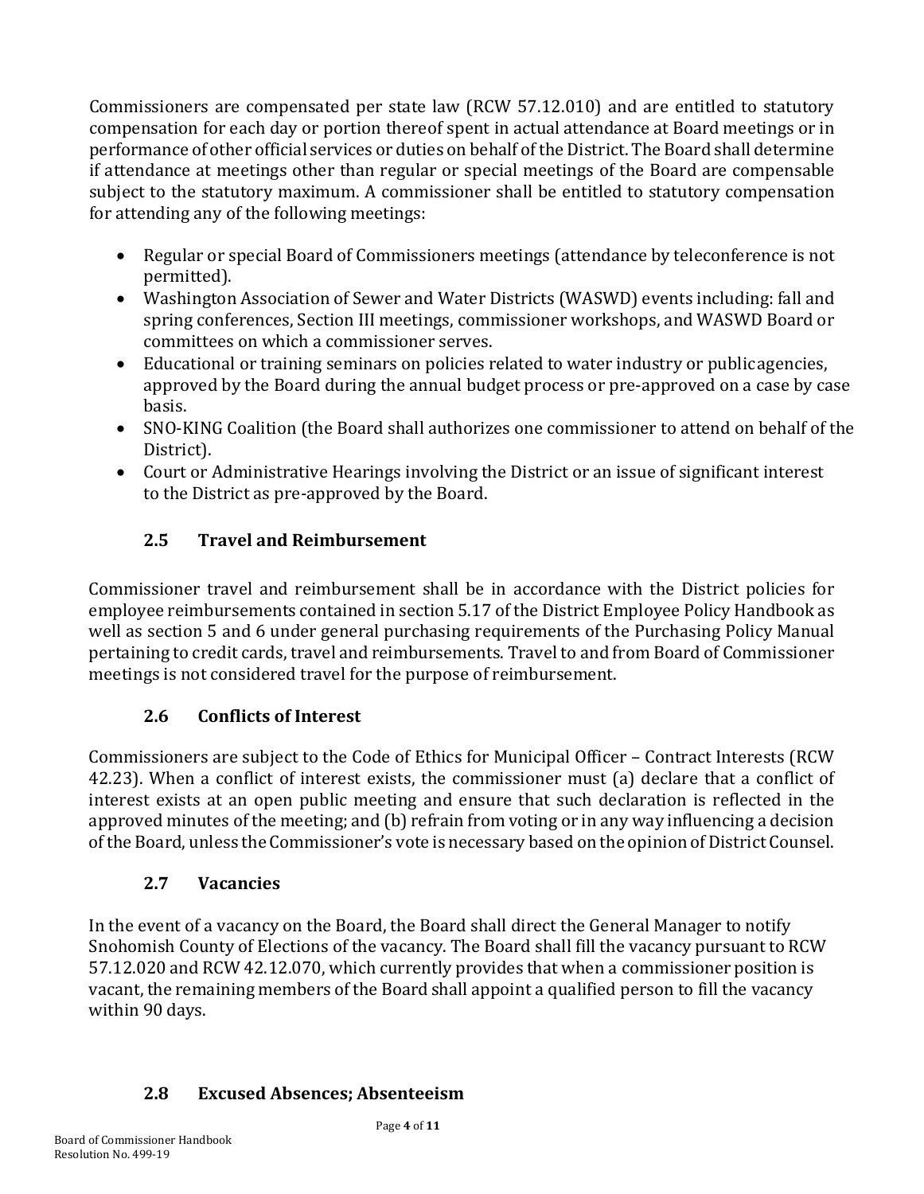Commissioners are compensated per state law (RCW 57.12.010) and are entitled to statutory compensation for each day or portion thereof spent in actual attendance at Board meetings or in performance of other official services or duties on behalf of the District. The Board shall determine if attendance at meetings other than regular or special meetings of the Board are compensable subject to the statutory maximum. A commissioner shall be entitled to statutory compensation for attending any of the following meetings:

- Regular or special Board of Commissioners meetings (attendance by teleconference is not permitted).
- Washington Association of Sewer and Water Districts (WASWD) events including: fall and spring conferences, Section III meetings, commissioner workshops, and WASWD Board or committees on which a commissioner serves.
- Educational or training seminars on policies related to water industry or public agencies, approved by the Board during the annual budget process or pre-approved on a case by case basis.
- SNO-KING Coalition (the Board shall authorizes one commissioner to attend on behalf of the District).
- Court or Administrative Hearings involving the District or an issue of significant interest to the District as pre-approved by the Board.

### 2.5 Travel and Reimbursement

Commissioner travel and reimbursement shall be in accordance with the District policies for employee reimbursements contained in section 5.17 of the District Employee Policy Handbook as well as section 5 and 6 under general purchasing requirements of the Purchasing Policy Manual pertaining to credit cards, travel and reimbursements. Travel to and from Board of Commissioner meetings is not considered travel for the purpose of reimbursement.

### 2.6 Conflicts of Interest

Commissioners are subject to the Code of Ethics for Municipal Officer – Contract Interests (RCW 42.23). When a conflict of interest exists, the commissioner must (a) declare that a conflict of interest exists at an open public meeting and ensure that such declaration is reflected in the approved minutes of the meeting; and (b) refrain from voting or in any way influencing a decision of the Board, unless the Commissioner's vote is necessary based on the opinion of District Counsel.

### 2.7 Vacancies

In the event of a vacancy on the Board, the Board shall direct the General Manager to notify Snohomish County of Elections of the vacancy. The Board shall fill the vacancy pursuant to RCW 57.12.020 and RCW 42.12.070, which currently provides that when a commissioner position is vacant, the remaining members of the Board shall appoint a qualified person to fill the vacancy within 90 days.

### 2.8 Excused Absences; Absenteeism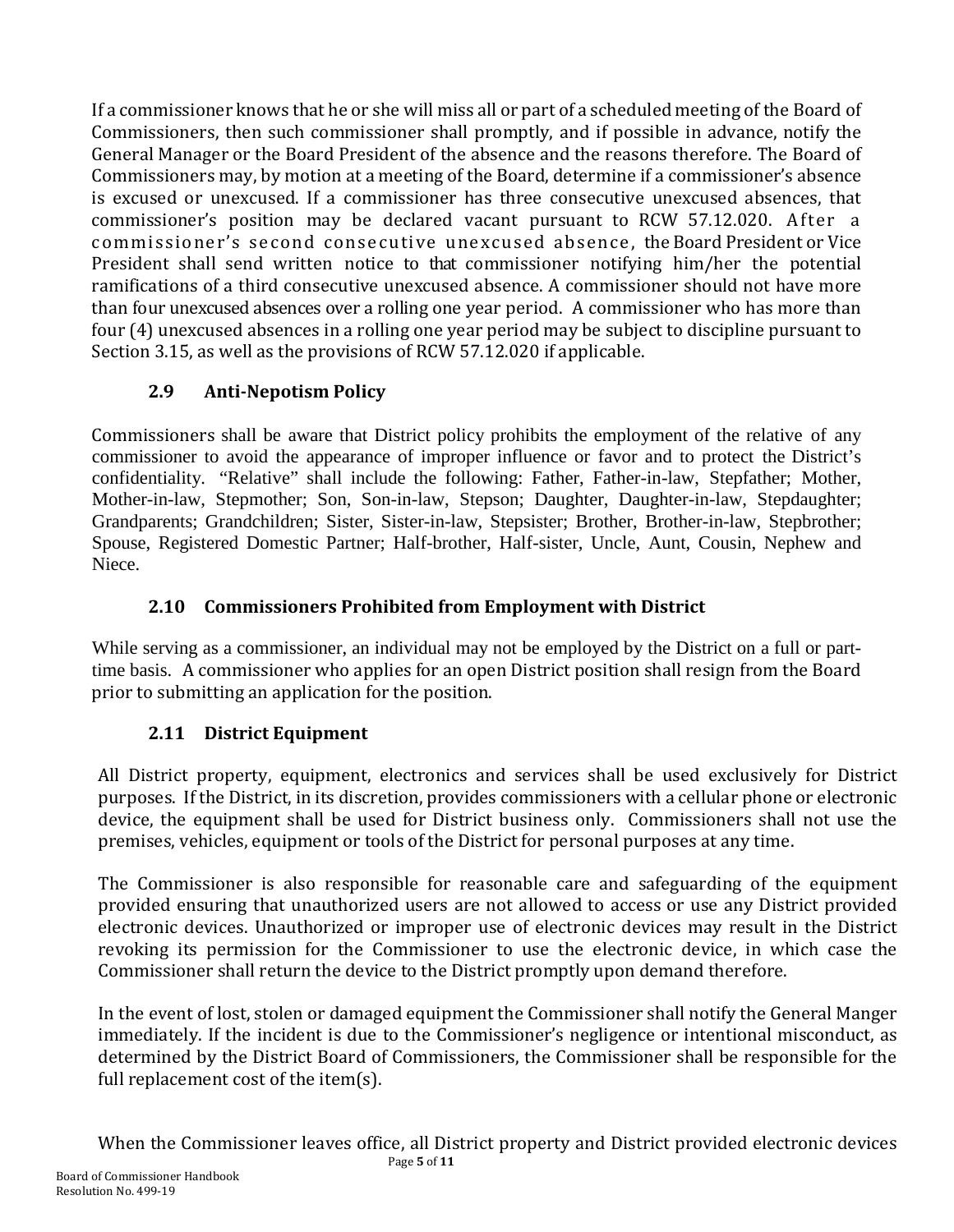If a commissioner knows that he or she will miss all or part of a scheduled meeting of the Board of Commissioners, then such commissioner shall promptly, and if possible in advance, notify the General Manager or the Board President of the absence and the reasons therefore. The Board of Commissioners may, by motion at a meeting of the Board, determine if a commissioner's absence is excused or unexcused. If a commissioner has three consecutive unexcused absences, that commissioner's position may be declared vacant pursuant to RCW 57.12.020. After a commissioner's second consecutive unexcused absence, the Board President or Vice President shall send written notice to that commissioner notifying him/her the potential ramifications of a third consecutive unexcused absence. A commissioner should not have more than four unexcused absences over a rolling one year period. A commissioner who has more than four (4) unexcused absences in a rolling one year period may be subject to discipline pursuant to Section 3.15, as well as the provisions of RCW 57.12.020 if applicable.

### 2.9 Anti-Nepotism Policy

Commissioners shall be aware that District policy prohibits the employment of the relative of any commissioner to avoid the appearance of improper influence or favor and to protect the District's confidentiality. "Relative" shall include the following: Father, Father-in-law, Stepfather; Mother, Mother-in-law, Stepmother; Son, Son-in-law, Stepson; Daughter, Daughter-in-law, Stepdaughter; Grandparents; Grandchildren; Sister, Sister-in-law, Stepsister; Brother, Brother-in-law, Stepbrother; Spouse, Registered Domestic Partner; Half-brother, Half-sister, Uncle, Aunt, Cousin, Nephew and Niece.

### 2.10 Commissioners Prohibited from Employment with District

While serving as a commissioner, an individual may not be employed by the District on a full or part-time basis. A commissioner who applies for an open District position shall resign from the Board prior to submitting an application for the position.

### 2.11 District Equipment

All District property, equipment, electronics and services shall be used exclusively for District purposes. If the District, in its discretion, provides commissioners with a cellular phone or electronic device, the equipment shall be used for District business only. Commissioners shall not use the premises, vehicles, equipment or tools of the District for personal purposes at any time.

The Commissioner is also responsible for reasonable care and safeguarding of the equipment provided ensuring that unauthorized users are not allowed to access or use any District provided electronic devices. Unauthorized or improper use of electronic devices may result in the District revoking its permission for the Commissioner to use the electronic device, in which case the Commissioner shall return the device to the District promptly upon demand therefore.

In the event of lost, stolen or damaged equipment the Commissioner shall notify the General Manger immediately. If the incident is due to the Commissioner's negligence or intentional misconduct, as determined by the District Board of Commissioners, the Commissioner shall be responsible for the full replacement cost of the item(s).

When the Commissioner leaves office, all District property and District provided electronic devices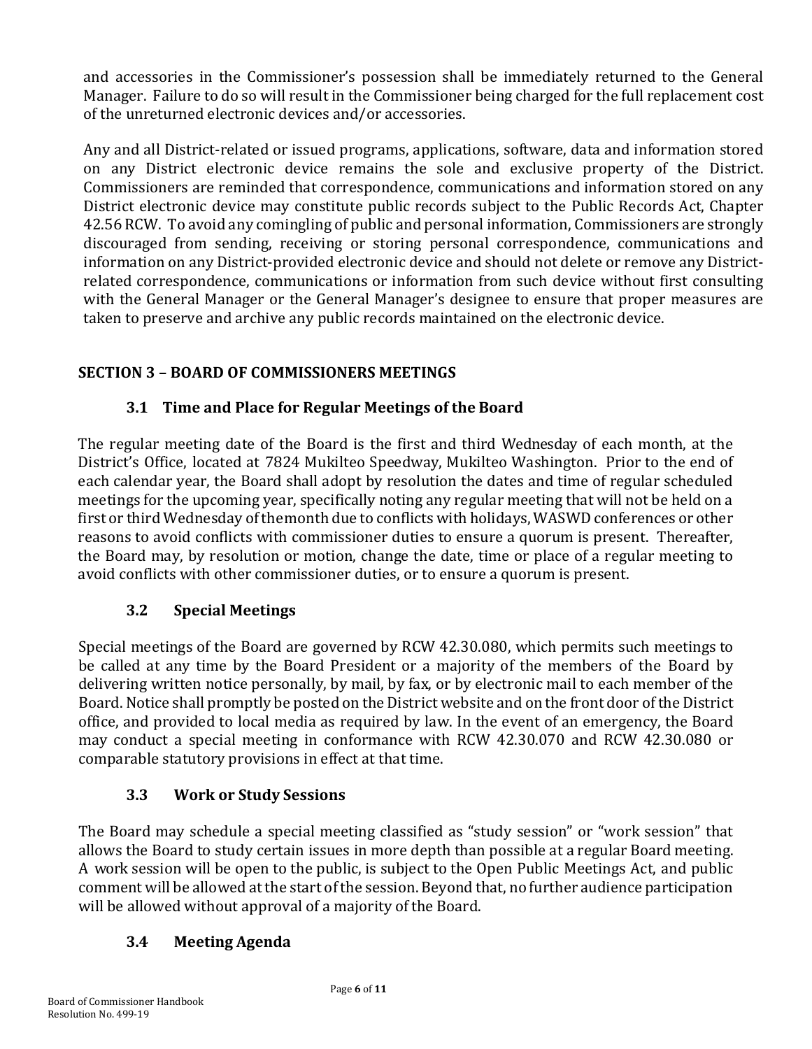and accessories in the Commissioner's possession shall be immediately returned to the General Manager. Failure to do so will result in the Commissioner being charged for the full replacement cost of the unreturned electronic devices and/or accessories.

Any and all District-related or issued programs, applications, software, data and information stored on any District electronic device remains the sole and exclusive property of the District. Commissioners are reminded that correspondence, communications and information stored on any District electronic device may constitute public records subject to the Public Records Act, Chapter 42.56 RCW. To avoid any comingling of public and personal information, Commissioners are strongly discouraged from sending, receiving or storing personal correspondence, communications and information on any District-provided electronic device and should not delete or remove any District-related correspondence, communications or information from such device without first consulting with the General Manager or the General Manager's designee to ensure that proper measures are taken to preserve and archive any public records maintained on the electronic device.

## SECTION 3 – BOARD OF COMMISSIONERS MEETINGS

### 3.1 Time and Place for Regular Meetings of the Board

The regular meeting date of the Board is the first and third Wednesday of each month, at the District's Office, located at 7824 Mukilteo Speedway, Mukilteo Washington. Prior to the end of each calendar year, the Board shall adopt by resolution the dates and time of regular scheduled meetings for the upcoming year, specifically noting any regular meeting that will not be held on a first or third Wednesday of themonth due to conflicts with holidays, WASWD conferences or other reasons to avoid conflicts with commissioner duties to ensure a quorum is present. Thereafter, the Board may, by resolution or motion, change the date, time or place of a regular meeting to avoid conflicts with other commissioner duties, or to ensure a quorum is present.

### 3.2 Special Meetings

Special meetings of the Board are governed by RCW 42.30.080, which permits such meetings to be called at any time by the Board President or a majority of the members of the Board by delivering written notice personally, by mail, by fax, or by electronic mail to each member of the Board. Notice shall promptly be posted on the District website and on the front door of the District office, and provided to local media as required by law. In the event of an emergency, the Board may conduct a special meeting in conformance with RCW 42.30.070 and RCW 42.30.080 or comparable statutory provisions in effect at that time.

### 3.3 Work or Study Sessions

The Board may schedule a special meeting classified as "study session" or "work session" that allows the Board to study certain issues in more depth than possible at a regular Board meeting. A work session will be open to the public, is subject to the Open Public Meetings Act, and public comment will be allowed at the start of the session. Beyond that, no further audience participation will be allowed without approval of a majority of the Board.

### 3.4 Meeting Agenda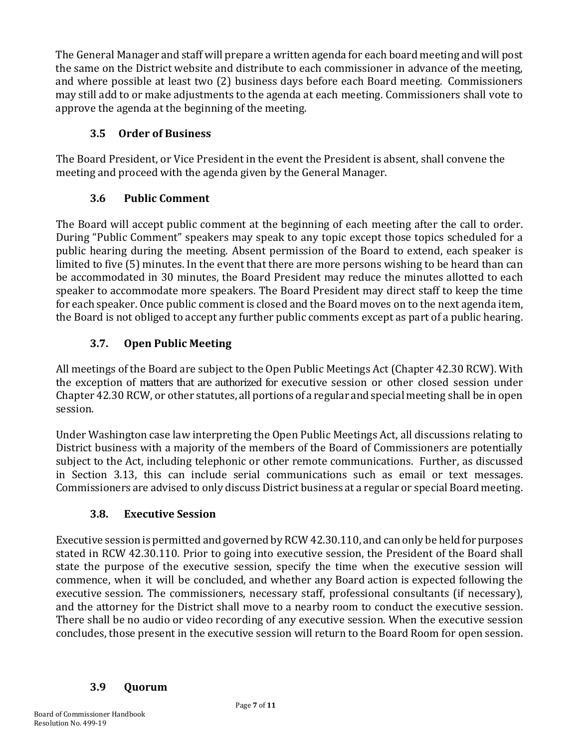The General Manager and staff will prepare a written agenda for each board meeting and will post the same on the District website and distribute to each commissioner in advance of the meeting, and where possible at least two (2) business days before each Board meeting. Commissioners may still add to or make adjustments to the agenda at each meeting. Commissioners shall vote to approve the agenda at the beginning of the meeting.

### 3.5 Order of Business

The Board President, or Vice President in the event the President is absent, shall convene the meeting and proceed with the agenda given by the General Manager.

### 3.6 Public Comment

The Board will accept public comment at the beginning of each meeting after the call to order. During "Public Comment" speakers may speak to any topic except those topics scheduled for a public hearing during the meeting. Absent permission of the Board to extend, each speaker is limited to five (5) minutes. In the event that there are more persons wishing to be heard than can be accommodated in 30 minutes, the Board President may reduce the minutes allotted to each speaker to accommodate more speakers. The Board President may direct staff to keep the time for each speaker. Once public comment is closed and the Board moves on to the next agenda item, the Board is not obliged to accept any further public comments except as part of a public hearing.

### 3.7. Open Public Meeting

All meetings of the Board are subject to the Open Public Meetings Act (Chapter 42.30 RCW). With the exception of matters that are authorized for executive session or other closed session under Chapter 42.30 RCW, or other statutes, all portions of a regular and special meeting shall be in open session.

Under Washington case law interpreting the Open Public Meetings Act, all discussions relating to District business with a majority of the members of the Board of Commissioners are potentially subject to the Act, including telephonic or other remote communications. Further, as discussed in Section 3.13, this can include serial communications such as email or text messages. Commissioners are advised to only discuss District business at a regular or special Board meeting.

### 3.8. Executive Session

Executive session is permitted and governed by RCW 42.30.110, and can only be held for purposes stated in RCW 42.30.110. Prior to going into executive session, the President of the Board shall state the purpose of the executive session, specify the time when the executive session will commence, when it will be concluded, and whether any Board action is expected following the executive session. The commissioners, necessary staff, professional consultants (if necessary), and the attorney for the District shall move to a nearby room to conduct the executive session. There shall be no audio or video recording of any executive session. When the executive session concludes, those present in the executive session will return to the Board Room for open session.

### 3.9 Quorum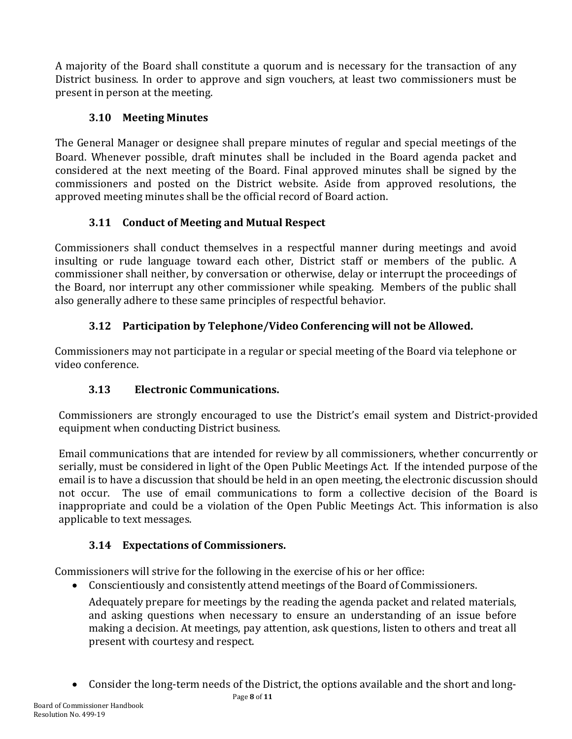A majority of the Board shall constitute a quorum and is necessary for the transaction of any District business. In order to approve and sign vouchers, at least two commissioners must be present in person at the meeting.

### 3.10 Meeting Minutes

The General Manager or designee shall prepare minutes of regular and special meetings of the Board. Whenever possible, draft minutes shall be included in the Board agenda packet and considered at the next meeting of the Board. Final approved minutes shall be signed by the commissioners and posted on the District website. Aside from approved resolutions, the approved meeting minutes shall be the official record of Board action.

### 3.11 Conduct of Meeting and Mutual Respect

Commissioners shall conduct themselves in a respectful manner during meetings and avoid insulting or rude language toward each other, District staff or members of the public. A commissioner shall neither, by conversation or otherwise, delay or interrupt the proceedings of the Board, nor interrupt any other commissioner while speaking. Members of the public shall also generally adhere to these same principles of respectful behavior.

### 3.12 Participation by Telephone/Video Conferencing will not be Allowed.

Commissioners may not participate in a regular or special meeting of the Board via telephone or video conference.

### 3.13 Electronic Communications.

Commissioners are strongly encouraged to use the District's email system and District-provided equipment when conducting District business.

Email communications that are intended for review by all commissioners, whether concurrently or serially, must be considered in light of the Open Public Meetings Act. If the intended purpose of the email is to have a discussion that should be held in an open meeting, the electronic discussion should not occur. The use of email communications to form a collective decision of the Board is inappropriate and could be a violation of the Open Public Meetings Act. This information is also applicable to text messages.

### 3.14 Expectations of Commissioners.

Commissioners will strive for the following in the exercise of his or her office:

- Conscientiously and consistently attend meetings of the Board of Commissioners.

  Adequately prepare for meetings by the reading the agenda packet and related materials, and asking questions when necessary to ensure an understanding of an issue before making a decision. At meetings, pay attention, ask questions, listen to others and treat all present with courtesy and respect.

- Consider the long-term needs of the District, the options available and the short and long-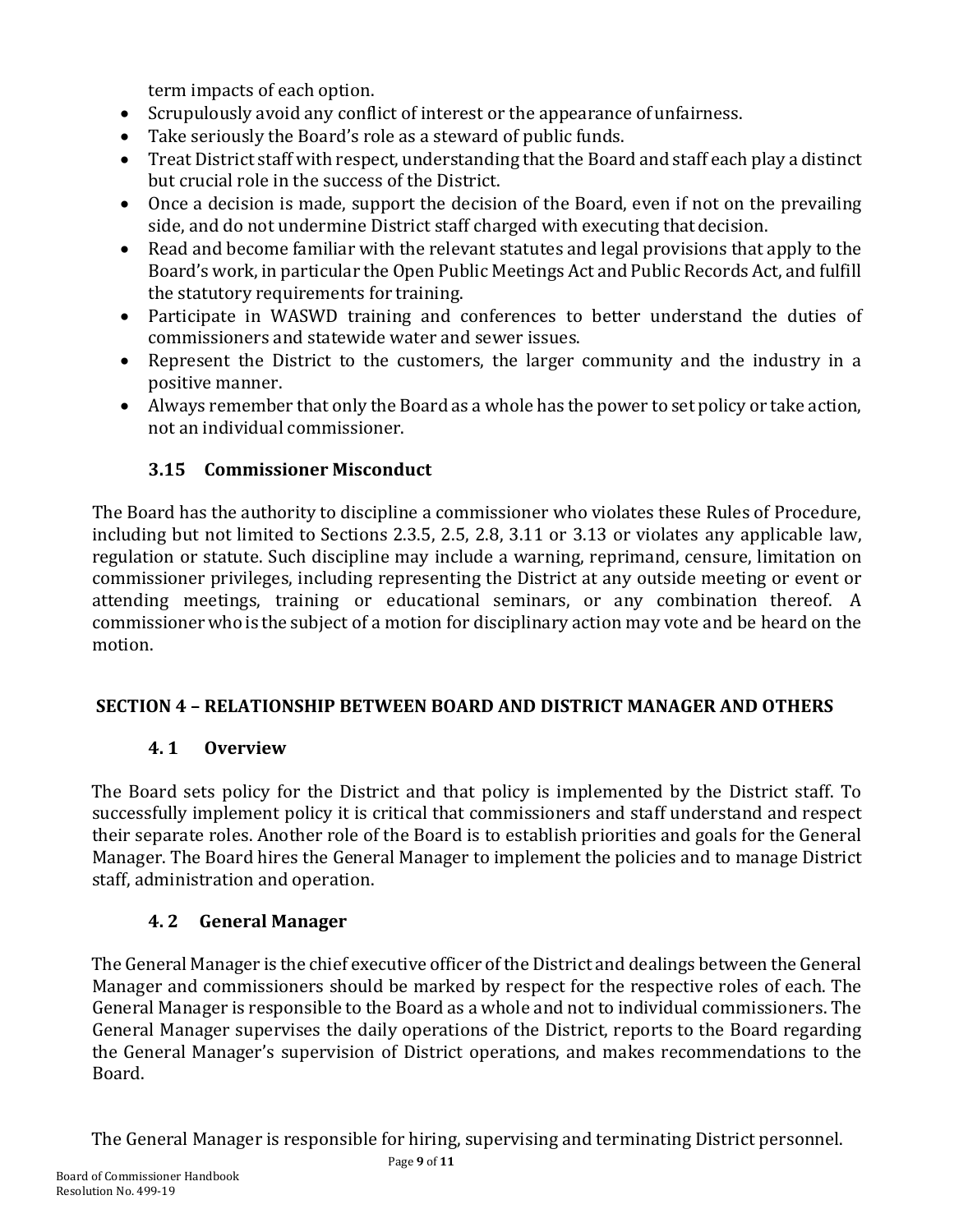term impacts of each option.

- Scrupulously avoid any conflict of interest or the appearance of unfairness.
- Take seriously the Board's role as a steward of public funds.
- Treat District staff with respect, understanding that the Board and staff each play a distinct but crucial role in the success of the District.
- Once a decision is made, support the decision of the Board, even if not on the prevailing side, and do not undermine District staff charged with executing that decision.
- Read and become familiar with the relevant statutes and legal provisions that apply to the Board's work, in particular the Open Public Meetings Act and Public Records Act, and fulfill the statutory requirements for training.
- Participate in WASWD training and conferences to better understand the duties of commissioners and statewide water and sewer issues.
- Represent the District to the customers, the larger community and the industry in a positive manner.
- Always remember that only the Board as a whole has the power to set policy or take action, not an individual commissioner.

### 3.15 Commissioner Misconduct

The Board has the authority to discipline a commissioner who violates these Rules of Procedure, including but not limited to Sections 2.3.5, 2.5, 2.8, 3.11 or 3.13 or violates any applicable law, regulation or statute. Such discipline may include a warning, reprimand, censure, limitation on commissioner privileges, including representing the District at any outside meeting or event or attending meetings, training or educational seminars, or any combination thereof. A commissioner who is the subject of a motion for disciplinary action may vote and be heard on the motion.

## SECTION 4 – RELATIONSHIP BETWEEN BOARD AND DISTRICT MANAGER AND OTHERS

### 4. 1 Overview

The Board sets policy for the District and that policy is implemented by the District staff. To successfully implement policy it is critical that commissioners and staff understand and respect their separate roles. Another role of the Board is to establish priorities and goals for the General Manager. The Board hires the General Manager to implement the policies and to manage District staff, administration and operation.

### 4. 2 General Manager

The General Manager is the chief executive officer of the District and dealings between the General Manager and commissioners should be marked by respect for the respective roles of each. The General Manager is responsible to the Board as a whole and not to individual commissioners. The General Manager supervises the daily operations of the District, reports to the Board regarding the General Manager's supervision of District operations, and makes recommendations to the Board.

The General Manager is responsible for hiring, supervising and terminating District personnel.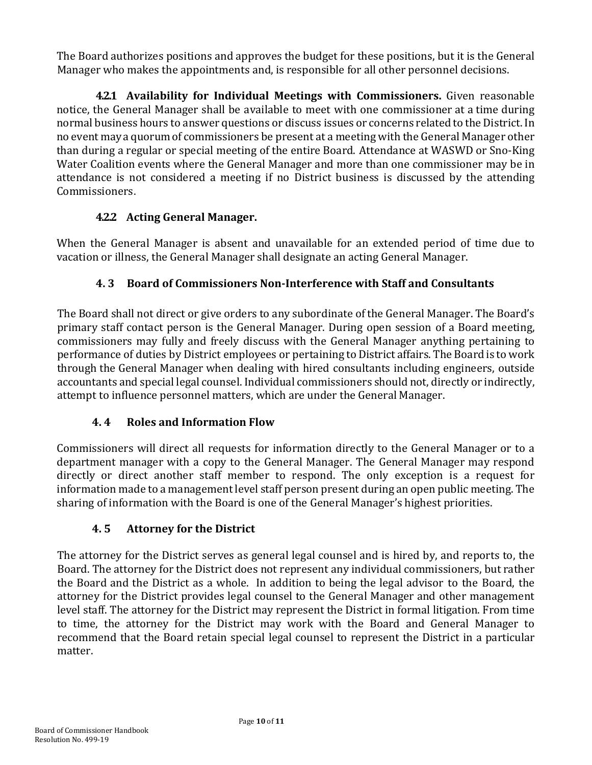The Board authorizes positions and approves the budget for these positions, but it is the General Manager who makes the appointments and, is responsible for all other personnel decisions.

**4.2.1 Availability for Individual Meetings with Commissioners.** Given reasonable notice, the General Manager shall be available to meet with one commissioner at a time during normal business hours to answer questions or discuss issues or concerns related to the District. In no event may a quorum of commissioners be present at a meeting with the General Manager other than during a regular or special meeting of the entire Board. Attendance at WASWD or Sno-King Water Coalition events where the General Manager and more than one commissioner may be in attendance is not considered a meeting if no District business is discussed by the attending Commissioners.

#### 4.2.2 Acting General Manager.

When the General Manager is absent and unavailable for an extended period of time due to vacation or illness, the General Manager shall designate an acting General Manager.

### 4. 3 Board of Commissioners Non-Interference with Staff and Consultants

The Board shall not direct or give orders to any subordinate of the General Manager. The Board's primary staff contact person is the General Manager. During open session of a Board meeting, commissioners may fully and freely discuss with the General Manager anything pertaining to performance of duties by District employees or pertaining to District affairs. The Board is to work through the General Manager when dealing with hired consultants including engineers, outside accountants and special legal counsel. Individual commissioners should not, directly or indirectly, attempt to influence personnel matters, which are under the General Manager.

### 4. 4 Roles and Information Flow

Commissioners will direct all requests for information directly to the General Manager or to a department manager with a copy to the General Manager. The General Manager may respond directly or direct another staff member to respond. The only exception is a request for information made to a management level staff person present during an open public meeting. The sharing of information with the Board is one of the General Manager's highest priorities.

### 4. 5 Attorney for the District

The attorney for the District serves as general legal counsel and is hired by, and reports to, the Board. The attorney for the District does not represent any individual commissioners, but rather the Board and the District as a whole. In addition to being the legal advisor to the Board, the attorney for the District provides legal counsel to the General Manager and other management level staff. The attorney for the District may represent the District in formal litigation. From time to time, the attorney for the District may work with the Board and General Manager to recommend that the Board retain special legal counsel to represent the District in a particular matter.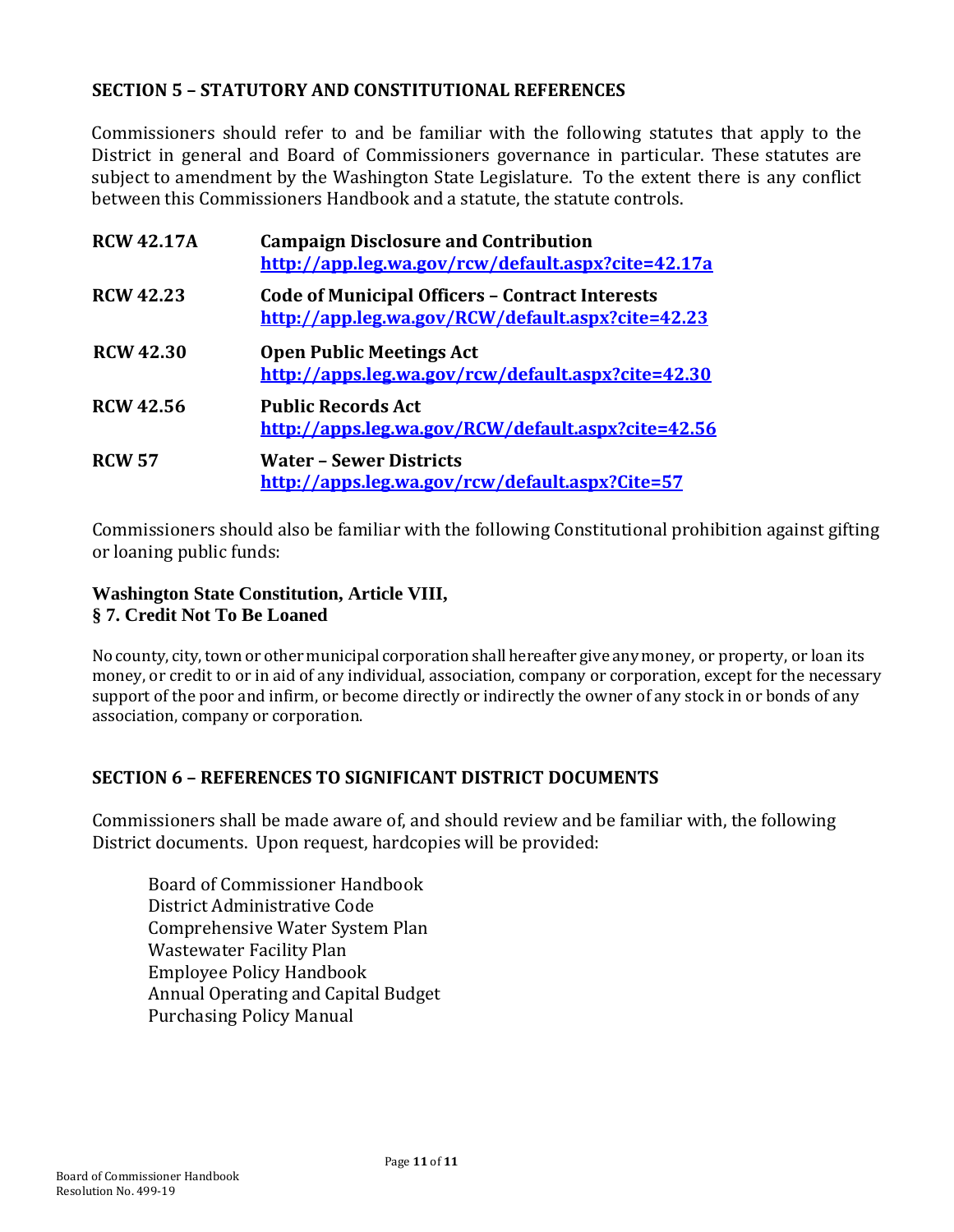## SECTION 5 – STATUTORY AND CONSTITUTIONAL REFERENCES

Commissioners should refer to and be familiar with the following statutes that apply to the District in general and Board of Commissioners governance in particular. These statutes are subject to amendment by the Washington State Legislature. To the extent there is any conflict between this Commissioners Handbook and a statute, the statute controls.

| | |
|---|---|
| **RCW 42.17A** | **Campaign Disclosure and Contribution**<br>**http://app.leg.wa.gov/rcw/default.aspx?cite=42.17a** |
| **RCW 42.23** | **Code of Municipal Officers – Contract Interests**<br>**http://app.leg.wa.gov/RCW/default.aspx?cite=42.23** |
| **RCW 42.30** | **Open Public Meetings Act**<br>**http://apps.leg.wa.gov/rcw/default.aspx?cite=42.30** |
| **RCW 42.56** | **Public Records Act**<br>**http://apps.leg.wa.gov/RCW/default.aspx?cite=42.56** |
| **RCW 57** | **Water – Sewer Districts**<br>**http://apps.leg.wa.gov/rcw/default.aspx?Cite=57** |

Commissioners should also be familiar with the following Constitutional prohibition against gifting or loaning public funds:

**Washington State Constitution, Article VIII,**
**§ 7. Credit Not To Be Loaned**

No county, city, town or other municipal corporation shall hereafter give any money, or property, or loan its money, or credit to or in aid of any individual, association, company or corporation, except for the necessary support of the poor and infirm, or become directly or indirectly the owner of any stock in or bonds of any association, company or corporation.

## SECTION 6 – REFERENCES TO SIGNIFICANT DISTRICT DOCUMENTS

Commissioners shall be made aware of, and should review and be familiar with, the following District documents. Upon request, hardcopies will be provided:

Board of Commissioner Handbook
District Administrative Code
Comprehensive Water System Plan
Wastewater Facility Plan
Employee Policy Handbook
Annual Operating and Capital Budget
Purchasing Policy Manual